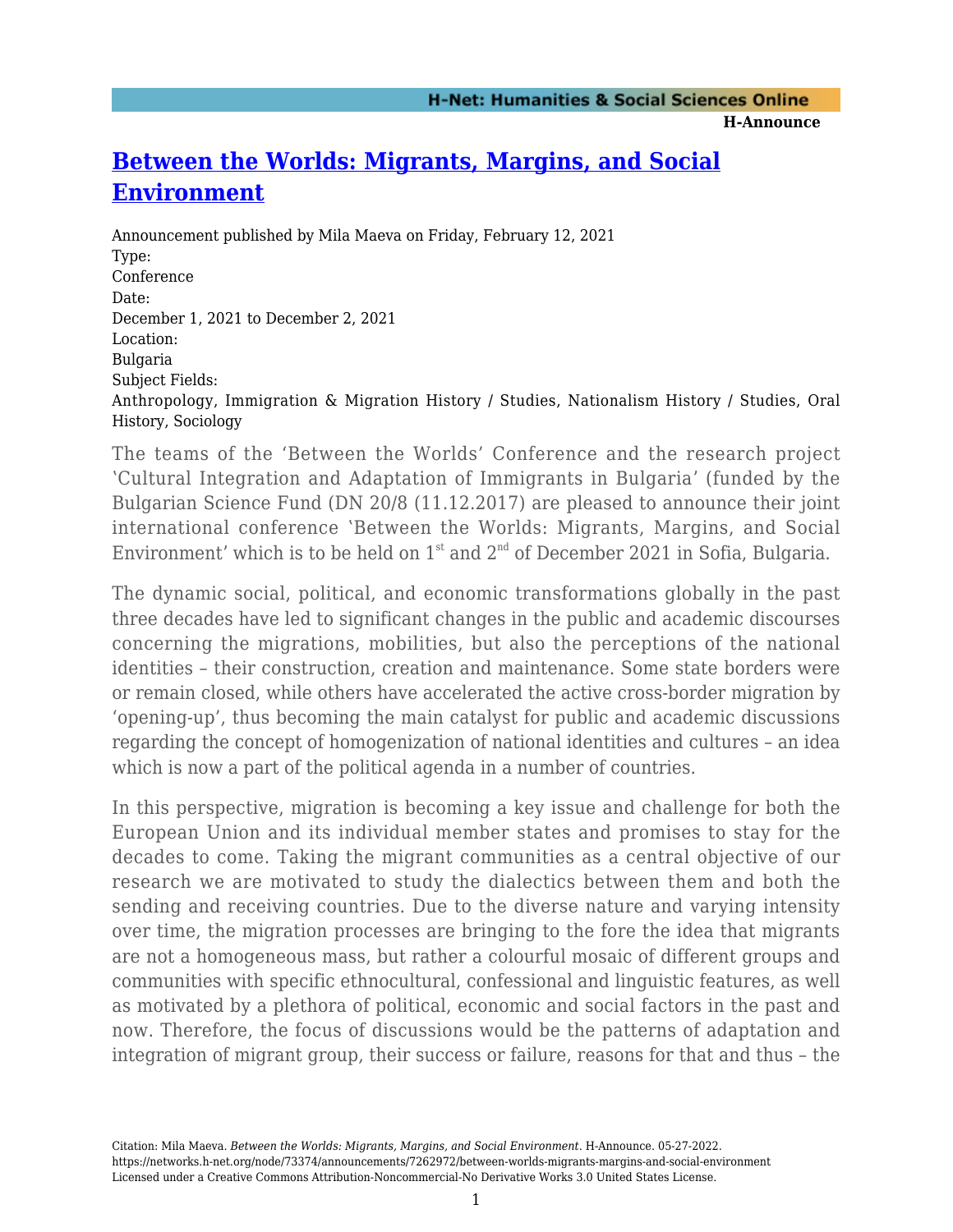# [Between the Worlds: Migrants, Margins, and Social Environment](https://networks.h-net.org/node/73374/announcements/7262972/between-worlds-migrants-margins-and-social-environment)

Announcement published by Mila Maeva on Friday, February 12, 2021

Type:
Conference

Date:
December 1, 2021 to December 2, 2021

Location:
Bulgaria

Subject Fields:
Anthropology, Immigration & Migration History / Studies, Nationalism History / Studies, Oral History, Sociology

The teams of the 'Between the Worlds' Conference and the research project 'Cultural Integration and Adaptation of Immigrants in Bulgaria' (funded by the Bulgarian Science Fund (DN 20/8 (11.12.2017) are pleased to announce their joint international conference 'Between the Worlds: Migrants, Margins, and Social Environment' which is to be held on 1st and 2nd of December 2021 in Sofia, Bulgaria.

The dynamic social, political, and economic transformations globally in the past three decades have led to significant changes in the public and academic discourses concerning the migrations, mobilities, but also the perceptions of the national identities – their construction, creation and maintenance. Some state borders were or remain closed, while others have accelerated the active cross-border migration by 'opening-up', thus becoming the main catalyst for public and academic discussions regarding the concept of homogenization of national identities and cultures – an idea which is now a part of the political agenda in a number of countries.

In this perspective, migration is becoming a key issue and challenge for both the European Union and its individual member states and promises to stay for the decades to come. Taking the migrant communities as a central objective of our research we are motivated to study the dialectics between them and both the sending and receiving countries. Due to the diverse nature and varying intensity over time, the migration processes are bringing to the fore the idea that migrants are not a homogeneous mass, but rather a colourful mosaic of different groups and communities with specific ethnocultural, confessional and linguistic features, as well as motivated by a plethora of political, economic and social factors in the past and now. Therefore, the focus of discussions would be the patterns of adaptation and integration of migrant group, their success or failure, reasons for that and thus – the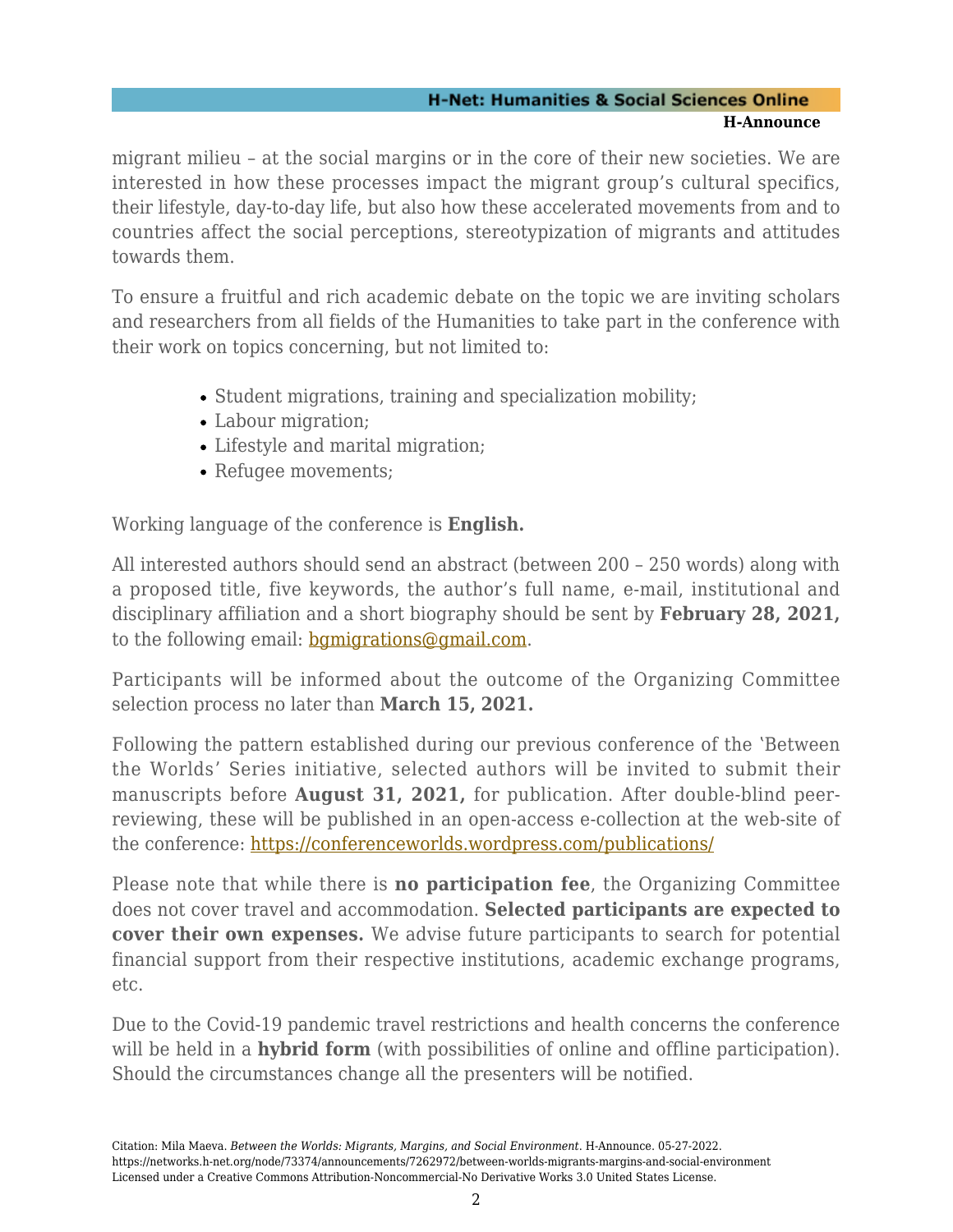migrant milieu – at the social margins or in the core of their new societies. We are interested in how these processes impact the migrant group's cultural specifics, their lifestyle, day-to-day life, but also how these accelerated movements from and to countries affect the social perceptions, stereotypization of migrants and attitudes towards them.

To ensure a fruitful and rich academic debate on the topic we are inviting scholars and researchers from all fields of the Humanities to take part in the conference with their work on topics concerning, but not limited to:

- Student migrations, training and specialization mobility;
- Labour migration;
- Lifestyle and marital migration;
- Refugee movements;

Working language of the conference is **English.**

All interested authors should send an abstract (between 200 – 250 words) along with a proposed title, five keywords, the author's full name, e-mail, institutional and disciplinary affiliation and a short biography should be sent by **February 28, 2021,** to the following email: bgmigrations@gmail.com.

Participants will be informed about the outcome of the Organizing Committee selection process no later than **March 15, 2021.**

Following the pattern established during our previous conference of the 'Between the Worlds' Series initiative, selected authors will be invited to submit their manuscripts before **August 31, 2021,** for publication. After double-blind peer-reviewing, these will be published in an open-access e-collection at the web-site of the conference: https://conferenceworlds.wordpress.com/publications/

Please note that while there is **no participation fee**, the Organizing Committee does not cover travel and accommodation. **Selected participants are expected to cover their own expenses.** We advise future participants to search for potential financial support from their respective institutions, academic exchange programs, etc.

Due to the Covid-19 pandemic travel restrictions and health concerns the conference will be held in a **hybrid form** (with possibilities of online and offline participation). Should the circumstances change all the presenters will be notified.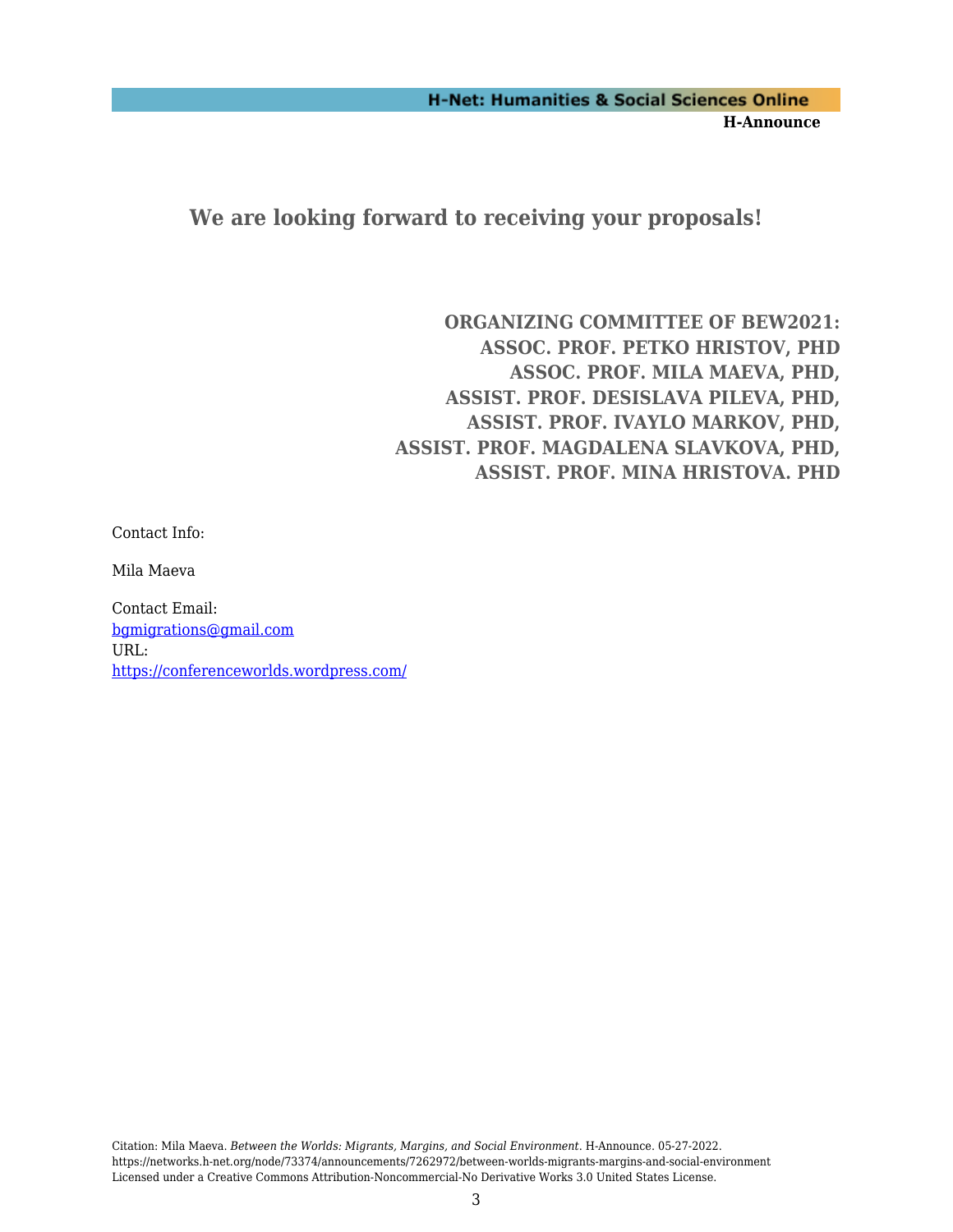**We are looking forward to receiving your proposals!**

**ORGANIZING COMMITTEE OF BEW2021:**
**ASSOC. PROF. PETKO HRISTOV, PHD**
**ASSOC. PROF. MILA MAEVA, PHD,**
**ASSIST. PROF. DESISLAVA PILEVA, PHD,**
**ASSIST. PROF. IVAYLO MARKOV, PHD,**
**ASSIST. PROF. MAGDALENA SLAVKOVA, PHD,**
**ASSIST. PROF. MINA HRISTOVA. PHD**

Contact Info:

Mila Maeva

Contact Email:
bgmigrations@gmail.com
URL:
https://conferenceworlds.wordpress.com/

Citation: Mila Maeva. *Between the Worlds: Migrants, Margins, and Social Environment*. H-Announce. 05-27-2022.
https://networks.h-net.org/node/73374/announcements/7262972/between-worlds-migrants-margins-and-social-environment
Licensed under a Creative Commons Attribution-Noncommercial-No Derivative Works 3.0 United States License.